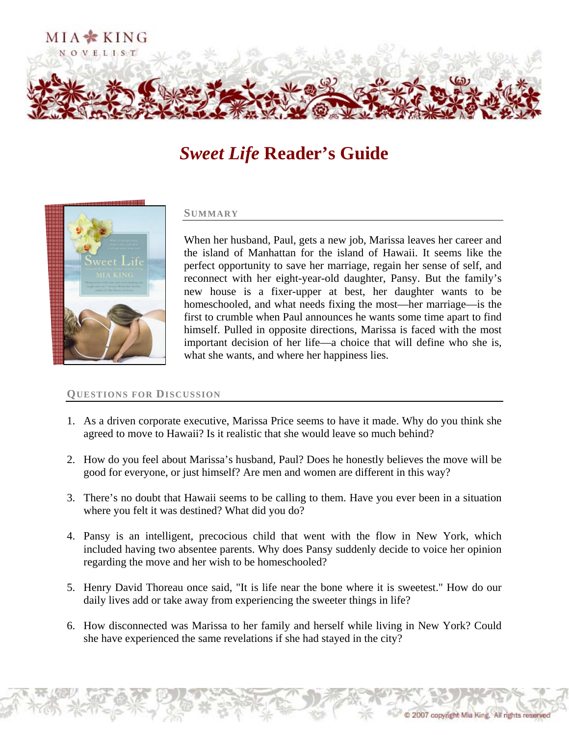MIA KING
NOVELIST

# *Sweet Life* Reader's Guide

## Summary

When her husband, Paul, gets a new job, Marissa leaves her career and the island of Manhattan for the island of Hawaii. It seems like the perfect opportunity to save her marriage, regain her sense of self, and reconnect with her eight-year-old daughter, Pansy. But the family's new house is a fixer-upper at best, her daughter wants to be homeschooled, and what needs fixing the most—her marriage—is the first to crumble when Paul announces he wants some time apart to find himself. Pulled in opposite directions, Marissa is faced with the most important decision of her life—a choice that will define who she is, what she wants, and where her happiness lies.

## Questions for Discussion

1. As a driven corporate executive, Marissa Price seems to have it made. Why do you think she agreed to move to Hawaii? Is it realistic that she would leave so much behind?

2. How do you feel about Marissa's husband, Paul? Does he honestly believes the move will be good for everyone, or just himself? Are men and women are different in this way?

3. There's no doubt that Hawaii seems to be calling to them. Have you ever been in a situation where you felt it was destined? What did you do?

4. Pansy is an intelligent, precocious child that went with the flow in New York, which included having two absentee parents. Why does Pansy suddenly decide to voice her opinion regarding the move and her wish to be homeschooled?

5. Henry David Thoreau once said, "It is life near the bone where it is sweetest." How do our daily lives add or take away from experiencing the sweeter things in life?

6. How disconnected was Marissa to her family and herself while living in New York? Could she have experienced the same revelations if she had stayed in the city?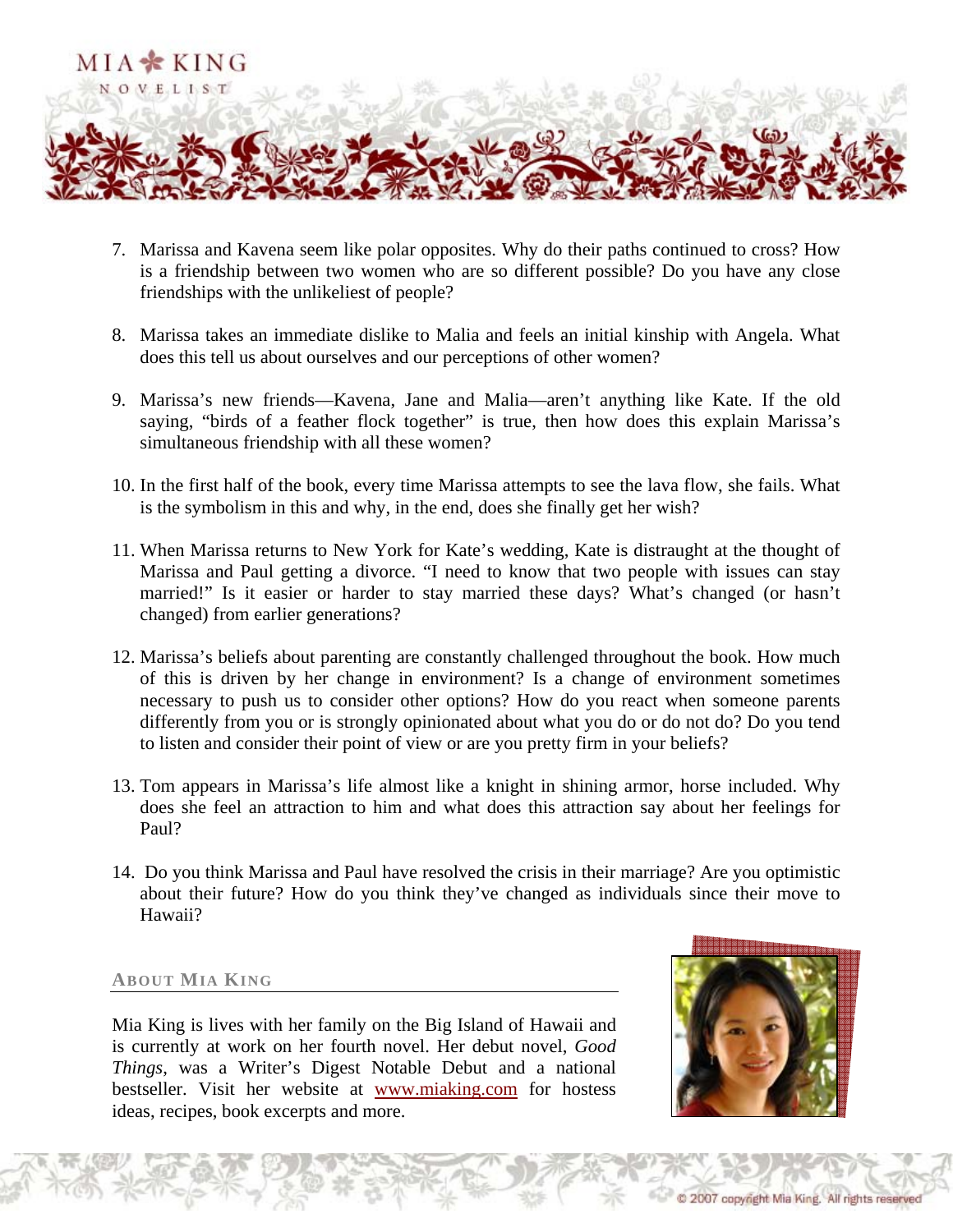7. Marissa and Kavena seem like polar opposites. Why do their paths continued to cross? How is a friendship between two women who are so different possible? Do you have any close friendships with the unlikeliest of people?

8. Marissa takes an immediate dislike to Malia and feels an initial kinship with Angela. What does this tell us about ourselves and our perceptions of other women?

9. Marissa's new friends—Kavena, Jane and Malia—aren't anything like Kate. If the old saying, "birds of a feather flock together" is true, then how does this explain Marissa's simultaneous friendship with all these women?

10. In the first half of the book, every time Marissa attempts to see the lava flow, she fails. What is the symbolism in this and why, in the end, does she finally get her wish?

11. When Marissa returns to New York for Kate's wedding, Kate is distraught at the thought of Marissa and Paul getting a divorce. "I need to know that two people with issues can stay married!" Is it easier or harder to stay married these days? What's changed (or hasn't changed) from earlier generations?

12. Marissa's beliefs about parenting are constantly challenged throughout the book. How much of this is driven by her change in environment? Is a change of environment sometimes necessary to push us to consider other options? How do you react when someone parents differently from you or is strongly opinionated about what you do or do not do? Do you tend to listen and consider their point of view or are you pretty firm in your beliefs?

13. Tom appears in Marissa's life almost like a knight in shining armor, horse included. Why does she feel an attraction to him and what does this attraction say about her feelings for Paul?

14. Do you think Marissa and Paul have resolved the crisis in their marriage? Are you optimistic about their future? How do you think they've changed as individuals since their move to Hawaii?

## About Mia King

Mia King is lives with her family on the Big Island of Hawaii and is currently at work on her fourth novel. Her debut novel, *Good Things*, was a Writer's Digest Notable Debut and a national bestseller. Visit her website at www.miaking.com for hostess ideas, recipes, book excerpts and more.